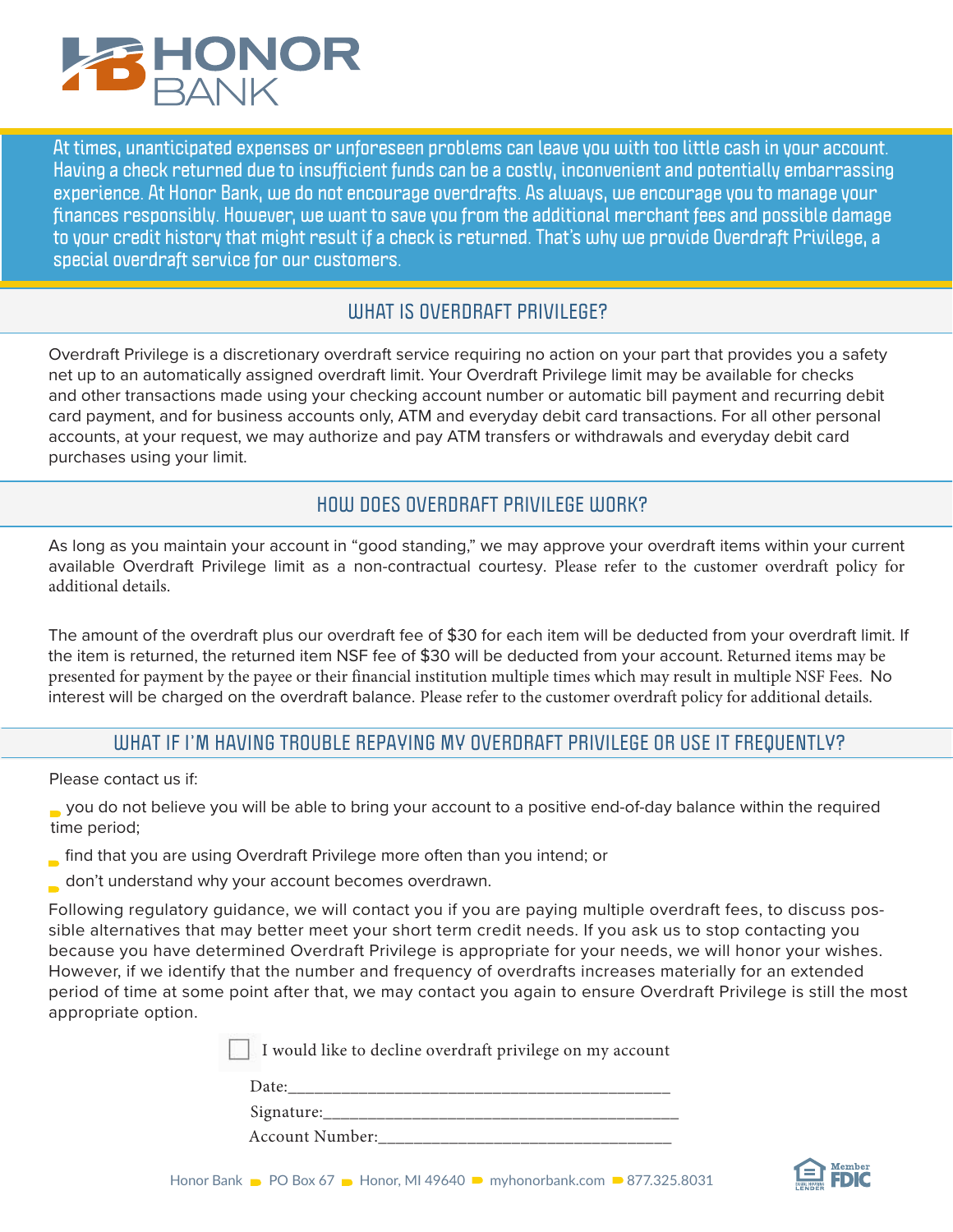# HONOR BANK

At times, unanticipated expenses or unforeseen problems can leave you with too little cash in your account. Having a check returned due to insufficient funds can be a costly, inconvenient and potentially embarrassing experience. At Honor Bank, we do not encourage overdrafts. As always, we encourage you to manage your finances responsibly. However, we want to save you from the additional merchant fees and possible damage to your credit history that might result if a check is returned. That's why we provide Overdraft Privilege, a special overdraft service for our customers.

## WHAT IS OVERDRAFT PRIVILEGE?

Overdraft Privilege is a discretionary overdraft service requiring no action on your part that provides you a safety net up to an automatically assigned overdraft limit. Your Overdraft Privilege limit may be available for checks and other transactions made using your checking account number or automatic bill payment and recurring debit card payment, and for business accounts only, ATM and everyday debit card transactions. For all other personal accounts, at your request, we may authorize and pay ATM transfers or withdrawals and everyday debit card purchases using your limit.

## HOW DOES OVERDRAFT PRIVILEGE WORK?

As long as you maintain your account in "good standing," we may approve your overdraft items within your current available Overdraft Privilege limit as a non-contractual courtesy. Please refer to the customer overdraft policy for additional details.

The amount of the overdraft plus our overdraft fee of $30 for each item will be deducted from your overdraft limit. If the item is returned, the returned item NSF fee of $30 will be deducted from your account. Returned items may be presented for payment by the payee or their financial institution multiple times which may result in multiple NSF Fees. No interest will be charged on the overdraft balance. Please refer to the customer overdraft policy for additional details.

## WHAT IF I'M HAVING TROUBLE REPAYING MY OVERDRAFT PRIVILEGE OR USE IT FREQUENTLY?

Please contact us if:

- you do not believe you will be able to bring your account to a positive end-of-day balance within the required time period;
- find that you are using Overdraft Privilege more often than you intend; or
- don't understand why your account becomes overdrawn.

Following regulatory guidance, we will contact you if you are paying multiple overdraft fees, to discuss possible alternatives that may better meet your short term credit needs. If you ask us to stop contacting you because you have determined Overdraft Privilege is appropriate for your needs, we will honor your wishes. However, if we identify that the number and frequency of overdrafts increases materially for an extended period of time at some point after that, we may contact you again to ensure Overdraft Privilege is still the most appropriate option.

☐ I would like to decline overdraft privilege on my account

Date:\_\_\_\_\_\_\_\_\_\_\_\_\_\_\_\_\_\_\_\_\_\_\_\_\_\_\_\_\_\_\_\_\_\_\_\_\_\_\_\_

Signature:\_\_\_\_\_\_\_\_\_\_\_\_\_\_\_\_\_\_\_\_\_\_\_\_\_\_\_\_\_\_\_\_\_\_\_\_\_\_

Account Number:\_\_\_\_\_\_\_\_\_\_\_\_\_\_\_\_\_\_\_\_\_\_\_\_\_\_\_\_\_\_\_\_

Honor Bank ▪ PO Box 67 ▪ Honor, MI 49640 ▪ myhonorbank.com ▪ 877.325.8031

Equal Housing Lender | Member FDIC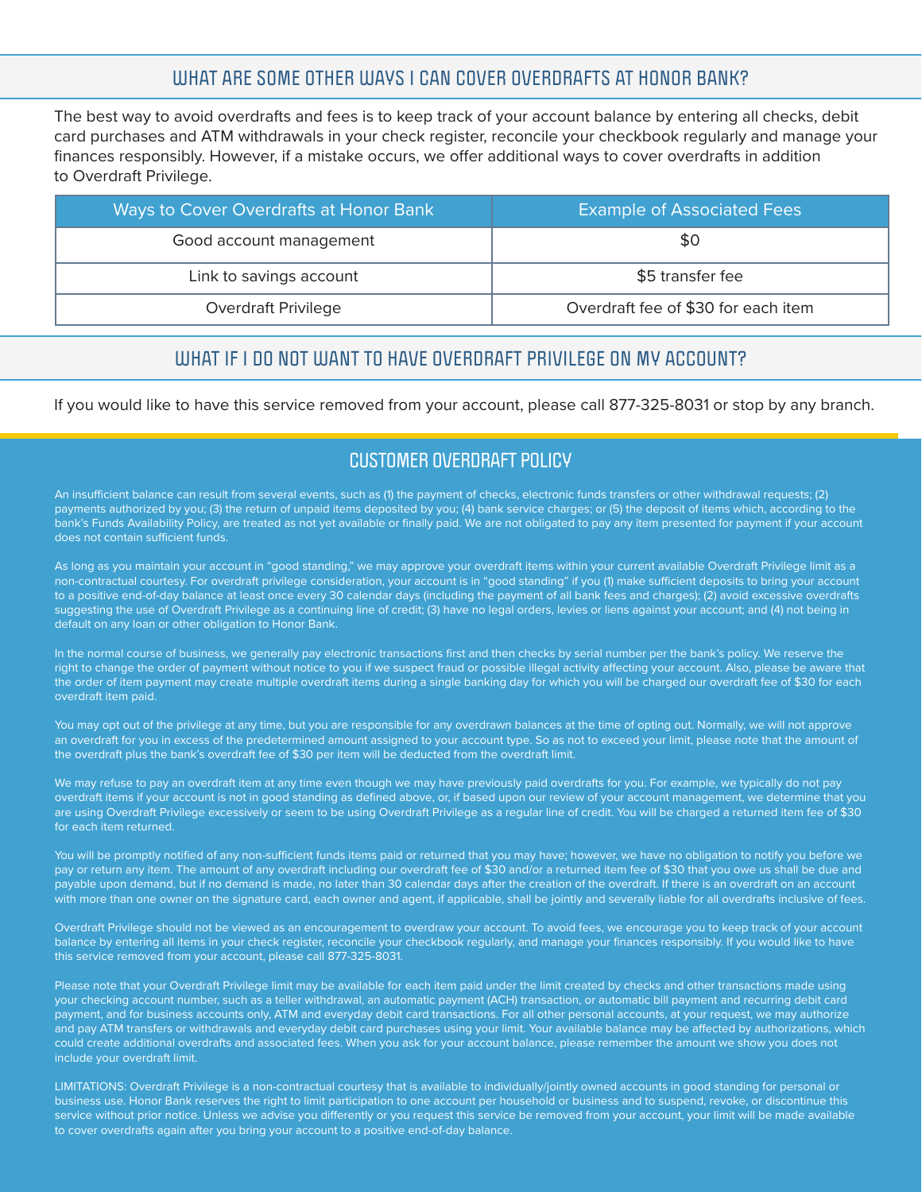## WHAT ARE SOME OTHER WAYS I CAN COVER OVERDRAFTS AT HONOR BANK?

The best way to avoid overdrafts and fees is to keep track of your account balance by entering all checks, debit card purchases and ATM withdrawals in your check register, reconcile your checkbook regularly and manage your finances responsibly. However, if a mistake occurs, we offer additional ways to cover overdrafts in addition to Overdraft Privilege.

| Ways to Cover Overdrafts at Honor Bank | Example of Associated Fees |
|---|---|
| Good account management | $0 |
| Link to savings account | $5 transfer fee |
| Overdraft Privilege | Overdraft fee of $30 for each item |

## WHAT IF I DO NOT WANT TO HAVE OVERDRAFT PRIVILEGE ON MY ACCOUNT?

If you would like to have this service removed from your account, please call 877-325-8031 or stop by any branch.

## CUSTOMER OVERDRAFT POLICY

An insufficient balance can result from several events, such as (1) the payment of checks, electronic funds transfers or other withdrawal requests; (2) payments authorized by you; (3) the return of unpaid items deposited by you; (4) bank service charges; or (5) the deposit of items which, according to the bank's Funds Availability Policy, are treated as not yet available or finally paid. We are not obligated to pay any item presented for payment if your account does not contain sufficient funds.

As long as you maintain your account in "good standing," we may approve your overdraft items within your current available Overdraft Privilege limit as a non-contractual courtesy. For overdraft privilege consideration, your account is in "good standing" if you (1) make sufficient deposits to bring your account to a positive end-of-day balance at least once every 30 calendar days (including the payment of all bank fees and charges); (2) avoid excessive overdrafts suggesting the use of Overdraft Privilege as a continuing line of credit; (3) have no legal orders, levies or liens against your account; and (4) not being in default on any loan or other obligation to Honor Bank.

In the normal course of business, we generally pay electronic transactions first and then checks by serial number per the bank's policy. We reserve the right to change the order of payment without notice to you if we suspect fraud or possible illegal activity affecting your account. Also, please be aware that the order of item payment may create multiple overdraft items during a single banking day for which you will be charged our overdraft fee of $30 for each overdraft item paid.

You may opt out of the privilege at any time, but you are responsible for any overdrawn balances at the time of opting out. Normally, we will not approve an overdraft for you in excess of the predetermined amount assigned to your account type. So as not to exceed your limit, please note that the amount of the overdraft plus the bank's overdraft fee of $30 per item will be deducted from the overdraft limit.

We may refuse to pay an overdraft item at any time even though we may have previously paid overdrafts for you. For example, we typically do not pay overdraft items if your account is not in good standing as defined above, or, if based upon our review of your account management, we determine that you are using Overdraft Privilege excessively or seem to be using Overdraft Privilege as a regular line of credit. You will be charged a returned item fee of $30 for each item returned.

You will be promptly notified of any non-sufficient funds items paid or returned that you may have; however, we have no obligation to notify you before we pay or return any item. The amount of any overdraft including our overdraft fee of $30 and/or a returned item fee of $30 that you owe us shall be due and payable upon demand, but if no demand is made, no later than 30 calendar days after the creation of the overdraft. If there is an overdraft on an account with more than one owner on the signature card, each owner and agent, if applicable, shall be jointly and severally liable for all overdrafts inclusive of fees.

Overdraft Privilege should not be viewed as an encouragement to overdraw your account. To avoid fees, we encourage you to keep track of your account balance by entering all items in your check register, reconcile your checkbook regularly, and manage your finances responsibly. If you would like to have this service removed from your account, please call 877-325-8031.

Please note that your Overdraft Privilege limit may be available for each item paid under the limit created by checks and other transactions made using your checking account number, such as a teller withdrawal, an automatic payment (ACH) transaction, or automatic bill payment and recurring debit card payment, and for business accounts only, ATM and everyday debit card transactions. For all other personal accounts, at your request, we may authorize and pay ATM transfers or withdrawals and everyday debit card purchases using your limit. Your available balance may be affected by authorizations, which could create additional overdrafts and associated fees. When you ask for your account balance, please remember the amount we show you does not include your overdraft limit.

LIMITATIONS: Overdraft Privilege is a non-contractual courtesy that is available to individually/jointly owned accounts in good standing for personal or business use. Honor Bank reserves the right to limit participation to one account per household or business and to suspend, revoke, or discontinue this service without prior notice. Unless we advise you differently or you request this service be removed from your account, your limit will be made available to cover overdrafts again after you bring your account to a positive end-of-day balance.